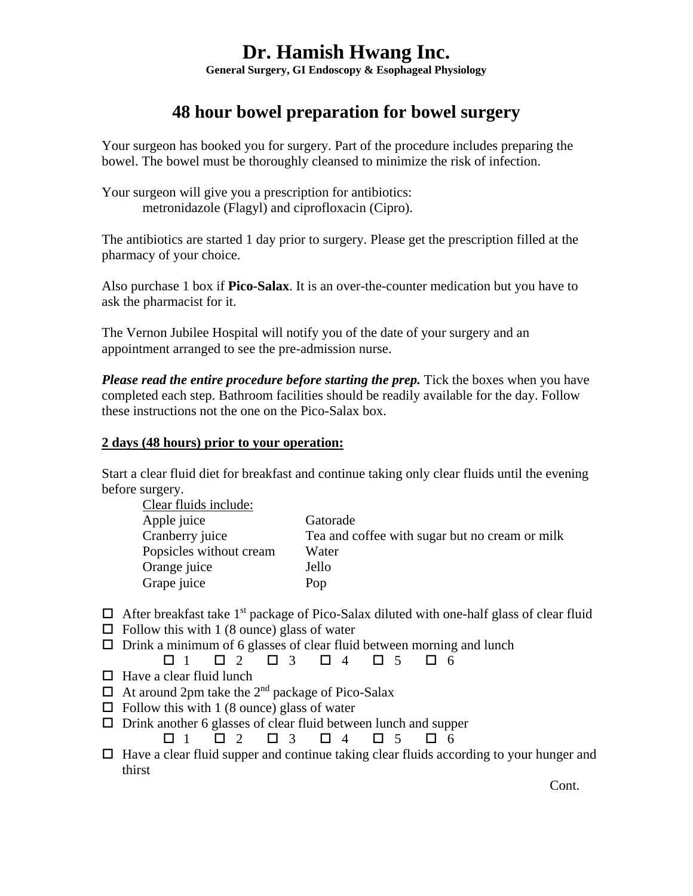# Dr. Hamish Hwang Inc.

**General Surgery, GI Endoscopy & Esophageal Physiology**

## 48 hour bowel preparation for bowel surgery

Your surgeon has booked you for surgery. Part of the procedure includes preparing the bowel. The bowel must be thoroughly cleansed to minimize the risk of infection.

Your surgeon will give you a prescription for antibiotics:

metronidazole (Flagyl) and ciprofloxacin (Cipro).

The antibiotics are started 1 day prior to surgery. Please get the prescription filled at the pharmacy of your choice.

Also purchase 1 box if **Pico-Salax**. It is an over-the-counter medication but you have to ask the pharmacist for it.

The Vernon Jubilee Hospital will notify you of the date of your surgery and an appointment arranged to see the pre-admission nurse.

***Please read the entire procedure before starting the prep.*** Tick the boxes when you have completed each step. Bathroom facilities should be readily available for the day. Follow these instructions not the one on the Pico-Salax box.

**2 days (48 hours) prior to your operation:**

Start a clear fluid diet for breakfast and continue taking only clear fluids until the evening before surgery.

Clear fluids include:

| | |
|---|---|
| Apple juice | Gatorade |
| Cranberry juice | Tea and coffee with sugar but no cream or milk |
| Popsicles without cream | Water |
| Orange juice | Jello |
| Grape juice | Pop |

- ☐ After breakfast take 1st package of Pico-Salax diluted with one-half glass of clear fluid
- ☐ Follow this with 1 (8 ounce) glass of water
- ☐ Drink a minimum of 6 glasses of clear fluid between morning and lunch
  - ☐ 1 ☐ 2 ☐ 3 ☐ 4 ☐ 5 ☐ 6
- ☐ Have a clear fluid lunch
- ☐ At around 2pm take the 2nd package of Pico-Salax
- ☐ Follow this with 1 (8 ounce) glass of water
- ☐ Drink another 6 glasses of clear fluid between lunch and supper
  - ☐ 1 ☐ 2 ☐ 3 ☐ 4 ☐ 5 ☐ 6
- ☐ Have a clear fluid supper and continue taking clear fluids according to your hunger and thirst

Cont.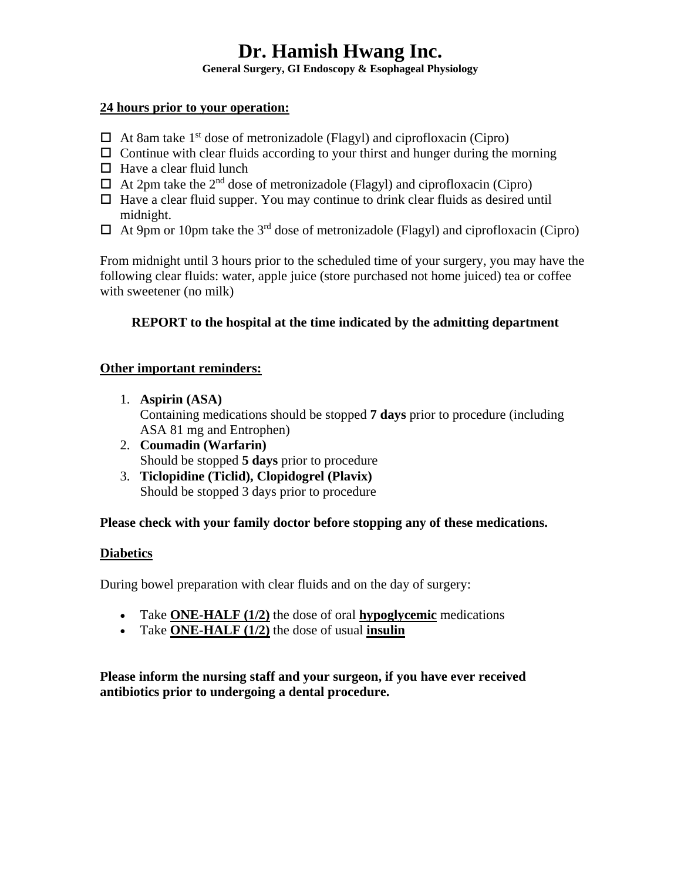# Dr. Hamish Hwang Inc.

**General Surgery, GI Endoscopy & Esophageal Physiology**

**<u>24 hours prior to your operation:</u>**

- ☐ At 8am take 1st dose of metronizadole (Flagyl) and ciprofloxacin (Cipro)
- ☐ Continue with clear fluids according to your thirst and hunger during the morning
- ☐ Have a clear fluid lunch
- ☐ At 2pm take the 2nd dose of metronizadole (Flagyl) and ciprofloxacin (Cipro)
- ☐ Have a clear fluid supper. You may continue to drink clear fluids as desired until midnight.
- ☐ At 9pm or 10pm take the 3rd dose of metronizadole (Flagyl) and ciprofloxacin (Cipro)

From midnight until 3 hours prior to the scheduled time of your surgery, you may have the following clear fluids: water, apple juice (store purchased not home juiced) tea or coffee with sweetener (no milk)

**REPORT to the hospital at the time indicated by the admitting department**

**<u>Other important reminders:</u>**

1. **Aspirin (ASA)**
   Containing medications should be stopped **7 days** prior to procedure (including ASA 81 mg and Entrophen)
2. **Coumadin (Warfarin)**
   Should be stopped **5 days** prior to procedure
3. **Ticlopidine (Ticlid), Clopidogrel (Plavix)**
   Should be stopped 3 days prior to procedure

**Please check with your family doctor before stopping any of these medications.**

**<u>Diabetics</u>**

During bowel preparation with clear fluids and on the day of surgery:

- Take **<u>ONE-HALF (1/2)</u>** the dose of oral **<u>hypoglycemic</u>** medications
- Take **<u>ONE-HALF (1/2)</u>** the dose of usual **<u>insulin</u>**

**Please inform the nursing staff and your surgeon, if you have ever received antibiotics prior to undergoing a dental procedure.**